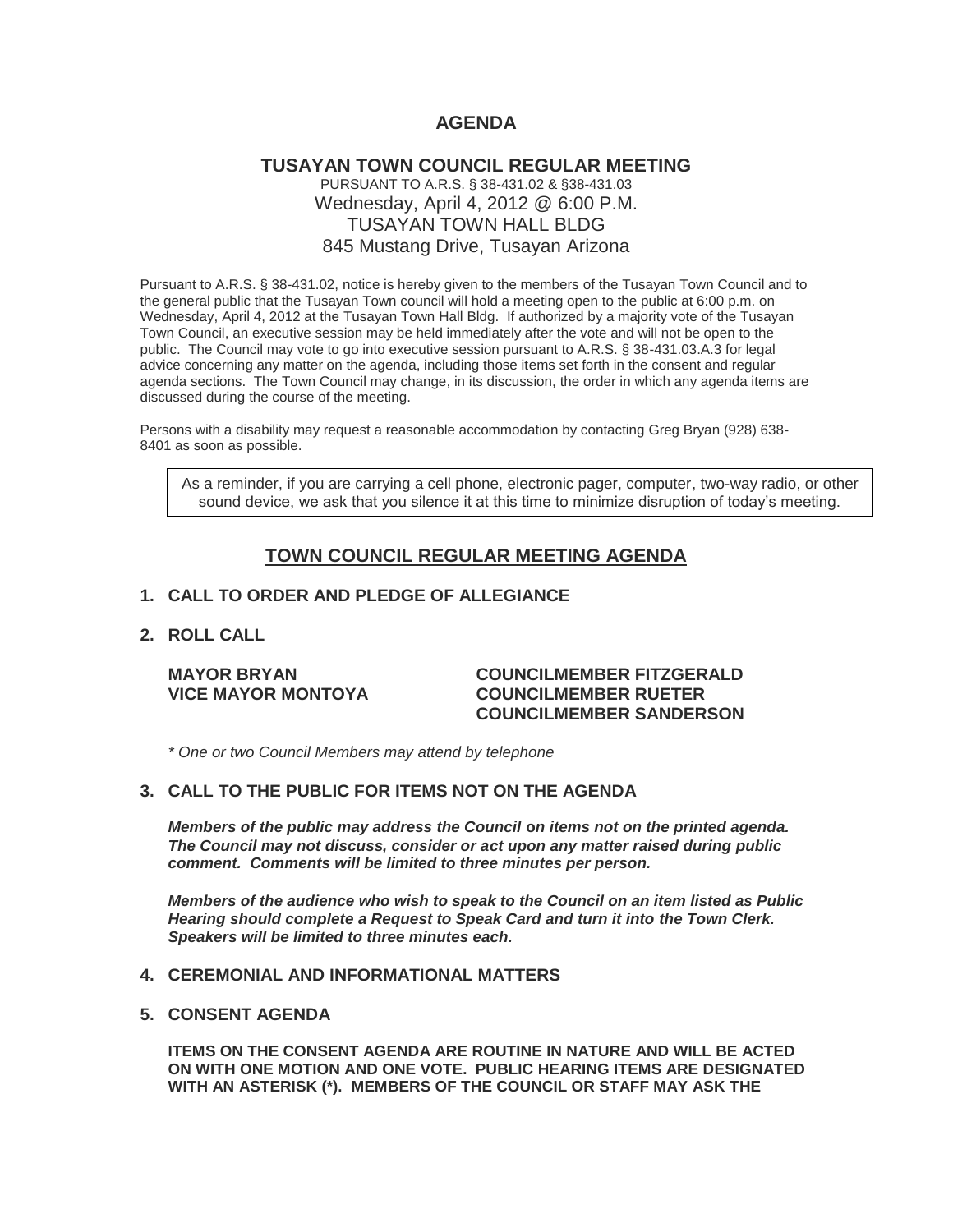# AGENDA

## TUSAYAN TOWN COUNCIL REGULAR MEETING

PURSUANT TO A.R.S. § 38-431.02 & §38-431.03
Wednesday, April 4, 2012 @ 6:00 P.M.
TUSAYAN TOWN HALL BLDG
845 Mustang Drive, Tusayan Arizona

Pursuant to A.R.S. § 38-431.02, notice is hereby given to the members of the Tusayan Town Council and to the general public that the Tusayan Town council will hold a meeting open to the public at 6:00 p.m. on Wednesday, April 4, 2012 at the Tusayan Town Hall Bldg. If authorized by a majority vote of the Tusayan Town Council, an executive session may be held immediately after the vote and will not be open to the public. The Council may vote to go into executive session pursuant to A.R.S. § 38-431.03.A.3 for legal advice concerning any matter on the agenda, including those items set forth in the consent and regular agenda sections. The Town Council may change, in its discussion, the order in which any agenda items are discussed during the course of the meeting.

Persons with a disability may request a reasonable accommodation by contacting Greg Bryan (928) 638-8401 as soon as possible.

> As a reminder, if you are carrying a cell phone, electronic pager, computer, two-way radio, or other sound device, we ask that you silence it at this time to minimize disruption of today's meeting.

## TOWN COUNCIL REGULAR MEETING AGENDA

**1. CALL TO ORDER AND PLEDGE OF ALLEGIANCE**

**2. ROLL CALL**

**MAYOR BRYAN**
**VICE MAYOR MONTOYA**
**COUNCILMEMBER FITZGERALD**
**COUNCILMEMBER RUETER**
**COUNCILMEMBER SANDERSON**

*\* One or two Council Members may attend by telephone*

**3. CALL TO THE PUBLIC FOR ITEMS NOT ON THE AGENDA**

***Members of the public may address the Council on items not on the printed agenda. The Council may not discuss, consider or act upon any matter raised during public comment. Comments will be limited to three minutes per person.***

***Members of the audience who wish to speak to the Council on an item listed as Public Hearing should complete a Request to Speak Card and turn it into the Town Clerk. Speakers will be limited to three minutes each.***

**4. CEREMONIAL AND INFORMATIONAL MATTERS**

**5. CONSENT AGENDA**

**ITEMS ON THE CONSENT AGENDA ARE ROUTINE IN NATURE AND WILL BE ACTED ON WITH ONE MOTION AND ONE VOTE. PUBLIC HEARING ITEMS ARE DESIGNATED WITH AN ASTERISK (*). MEMBERS OF THE COUNCIL OR STAFF MAY ASK THE**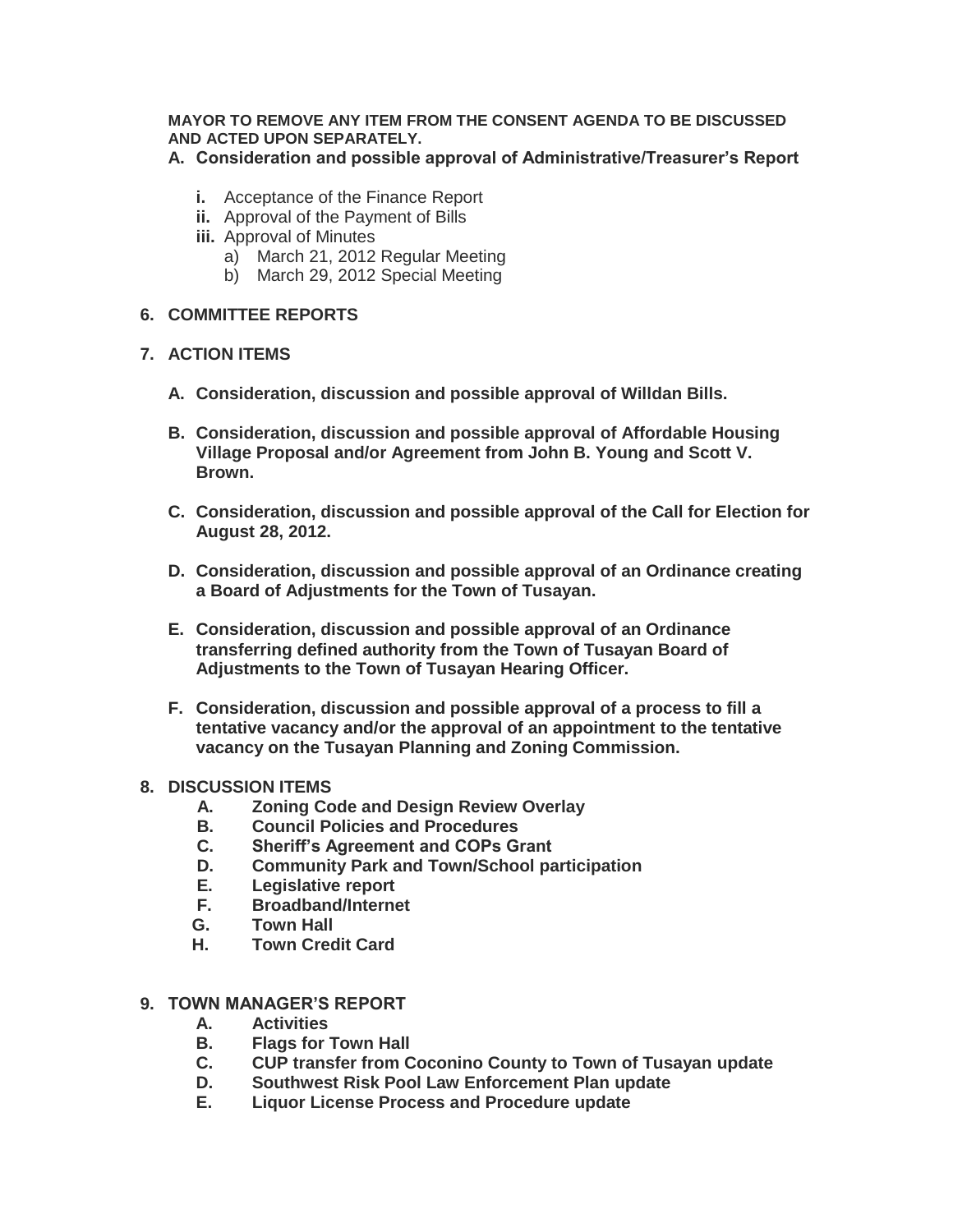**MAYOR TO REMOVE ANY ITEM FROM THE CONSENT AGENDA TO BE DISCUSSED AND ACTED UPON SEPARATELY.**

**A. Consideration and possible approval of Administrative/Treasurer's Report**

- **i.** Acceptance of the Finance Report
- **ii.** Approval of the Payment of Bills
- **iii.** Approval of Minutes
  - a) March 21, 2012 Regular Meeting
  - b) March 29, 2012 Special Meeting

**6. COMMITTEE REPORTS**

**7. ACTION ITEMS**

**A. Consideration, discussion and possible approval of Willdan Bills.**

**B. Consideration, discussion and possible approval of Affordable Housing Village Proposal and/or Agreement from John B. Young and Scott V. Brown.**

**C. Consideration, discussion and possible approval of the Call for Election for August 28, 2012.**

**D. Consideration, discussion and possible approval of an Ordinance creating a Board of Adjustments for the Town of Tusayan.**

**E. Consideration, discussion and possible approval of an Ordinance transferring defined authority from the Town of Tusayan Board of Adjustments to the Town of Tusayan Hearing Officer.**

**F. Consideration, discussion and possible approval of a process to fill a tentative vacancy and/or the approval of an appointment to the tentative vacancy on the Tusayan Planning and Zoning Commission.**

**8. DISCUSSION ITEMS**

- **A. Zoning Code and Design Review Overlay**
- **B. Council Policies and Procedures**
- **C. Sheriff's Agreement and COPs Grant**
- **D. Community Park and Town/School participation**
- **E. Legislative report**
- **F. Broadband/Internet**
- **G. Town Hall**
- **H. Town Credit Card**

**9. TOWN MANAGER'S REPORT**

- **A. Activities**
- **B. Flags for Town Hall**
- **C. CUP transfer from Coconino County to Town of Tusayan update**
- **D. Southwest Risk Pool Law Enforcement Plan update**
- **E. Liquor License Process and Procedure update**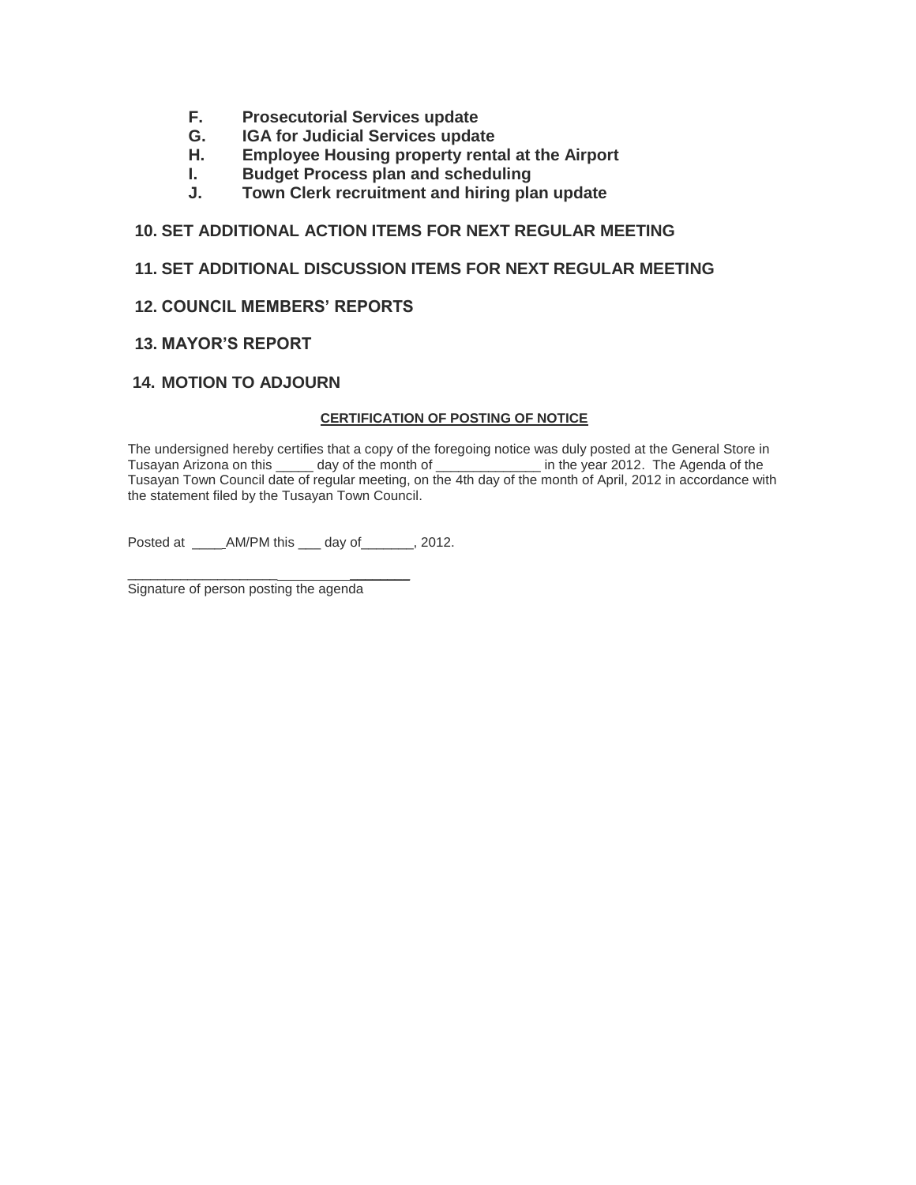- **F. Prosecutorial Services update**
- **G. IGA for Judicial Services update**
- **H. Employee Housing property rental at the Airport**
- **I. Budget Process plan and scheduling**
- **J. Town Clerk recruitment and hiring plan update**

**10. SET ADDITIONAL ACTION ITEMS FOR NEXT REGULAR MEETING**

**11. SET ADDITIONAL DISCUSSION ITEMS FOR NEXT REGULAR MEETING**

**12. COUNCIL MEMBERS' REPORTS**

**13. MAYOR'S REPORT**

**14. MOTION TO ADJOURN**

**CERTIFICATION OF POSTING OF NOTICE**

The undersigned hereby certifies that a copy of the foregoing notice was duly posted at the General Store in Tusayan Arizona on this _____ day of the month of ______________ in the year 2012. The Agenda of the Tusayan Town Council date of regular meeting, on the 4th day of the month of April, 2012 in accordance with the statement filed by the Tusayan Town Council.

Posted at _____AM/PM this ___ day of_______, 2012.

_______________________________________

Signature of person posting the agenda